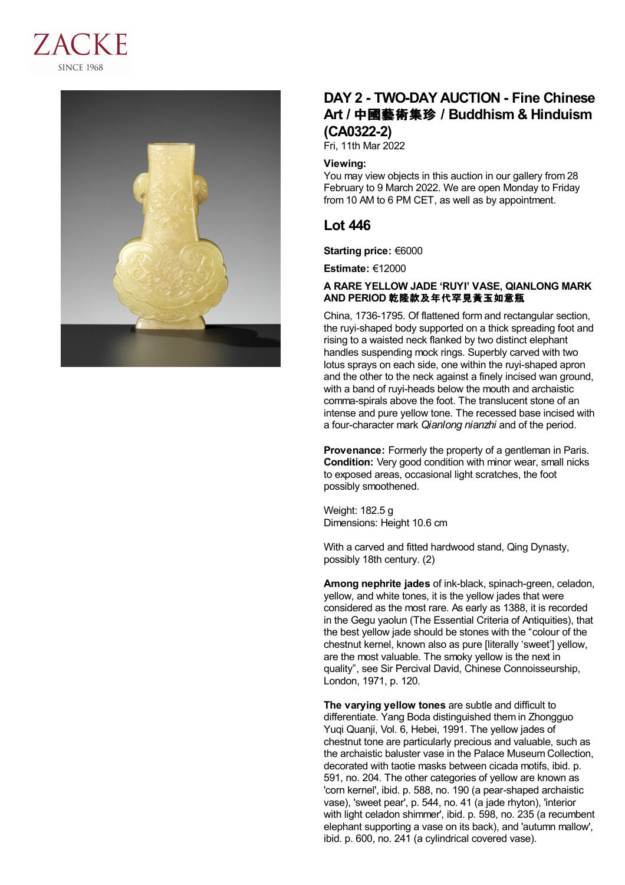ZACKE
SINCE 1968

# DAY 2 - TWO-DAY AUCTION - Fine Chinese Art / 中國藝術集珍 / Buddhism & Hinduism (CA0322-2)

Fri, 11th Mar 2022

**Viewing:**
You may view objects in this auction in our gallery from 28 February to 9 March 2022. We are open Monday to Friday from 10 AM to 6 PM CET, as well as by appointment.

## Lot 446

**Starting price:** €6000

**Estimate:** €12000

**A RARE YELLOW JADE 'RUYI' VASE, QIANLONG MARK AND PERIOD 乾隆款及年代罕見黃玉如意瓶**

China, 1736-1795. Of flattened form and rectangular section, the ruyi-shaped body supported on a thick spreading foot and rising to a waisted neck flanked by two distinct elephant handles suspending mock rings. Superbly carved with two lotus sprays on each side, one within the ruyi-shaped apron and the other to the neck against a finely incised wan ground, with a band of ruyi-heads below the mouth and archaistic comma-spirals above the foot. The translucent stone of an intense and pure yellow tone. The recessed base incised with a four-character mark *Qianlong nianzhi* and of the period.

**Provenance:** Formerly the property of a gentleman in Paris.
**Condition:** Very good condition with minor wear, small nicks to exposed areas, occasional light scratches, the foot possibly smoothened.

Weight: 182.5 g
Dimensions: Height 10.6 cm

With a carved and fitted hardwood stand, Qing Dynasty, possibly 18th century. (2)

**Among nephrite jades** of ink-black, spinach-green, celadon, yellow, and white tones, it is the yellow jades that were considered as the most rare. As early as 1388, it is recorded in the Gegu yaolun (The Essential Criteria of Antiquities), that the best yellow jade should be stones with the "colour of the chestnut kernel, known also as pure [literally 'sweet'] yellow, are the most valuable. The smoky yellow is the next in quality", see Sir Percival David, Chinese Connoisseurship, London, 1971, p. 120.

**The varying yellow tones** are subtle and difficult to differentiate. Yang Boda distinguished them in Zhongguo Yuqi Quanji, Vol. 6, Hebei, 1991. The yellow jades of chestnut tone are particularly precious and valuable, such as the archaistic baluster vase in the Palace Museum Collection, decorated with taotie masks between cicada motifs, ibid. p. 591, no. 204. The other categories of yellow are known as 'corn kernel', ibid. p. 588, no. 190 (a pear-shaped archaistic vase), 'sweet pear', p. 544, no. 41 (a jade rhyton), 'interior with light celadon shimmer', ibid. p. 598, no. 235 (a recumbent elephant supporting a vase on its back), and 'autumn mallow', ibid. p. 600, no. 241 (a cylindrical covered vase).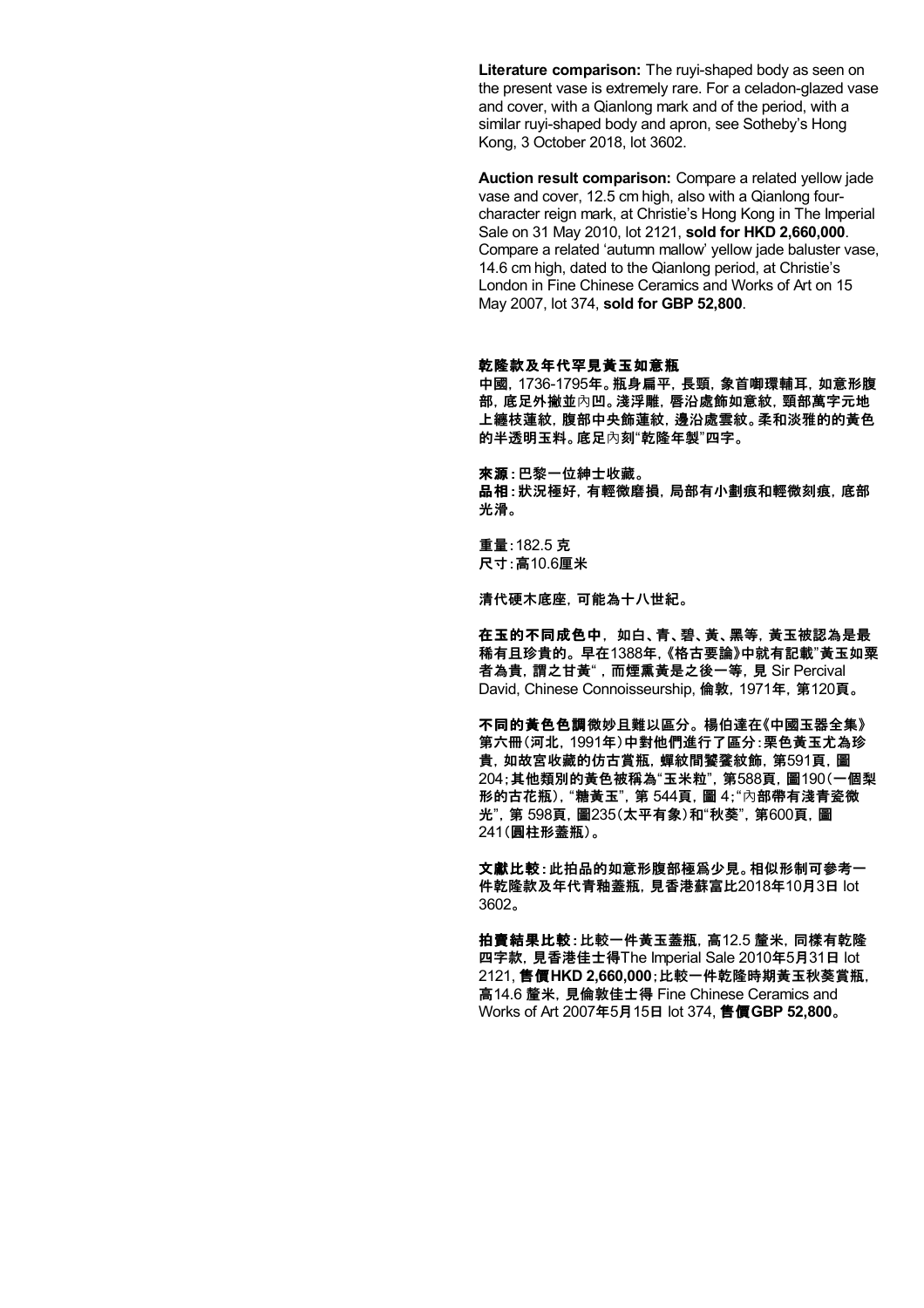**Literature comparison:** The ruyi-shaped body as seen on the present vase is extremely rare. For a celadon-glazed vase and cover, with a Qianlong mark and of the period, with a similar ruyi-shaped body and apron, see Sotheby's Hong Kong, 3 October 2018, lot 3602.

**Auction result comparison:** Compare a related yellow jade vase and cover, 12.5 cm high, also with a Qianlong four-character reign mark, at Christie's Hong Kong in The Imperial Sale on 31 May 2010, lot 2121, **sold for HKD 2,660,000**. Compare a related 'autumn mallow' yellow jade baluster vase, 14.6 cm high, dated to the Qianlong period, at Christie's London in Fine Chinese Ceramics and Works of Art on 15 May 2007, lot 374, **sold for GBP 52,800**.

**乾隆款及年代罕見黃玉如意瓶**

**中國，1736-1795年。瓶身扁平，長頸，象首啣環輔耳，如意形腹部，底足外撇並內凹。淺浮雕，唇沿處飾如意紋，頸部萬字元地上纏枝蓮紋，腹部中央飾蓮紋，邊沿處雲紋。柔和淡雅的的黃色的半透明玉料。底足內刻"乾隆年製"四字。**

**來源：巴黎一位紳士收藏。**
**品相：狀況極好，有輕微磨損，局部有小劃痕和輕微刻痕，底部光滑。**

**重量：**182.5 **克**
**尺寸：高**10.6**厘米**

**清代硬木底座，可能為十八世紀。**

**在玉的不同成色中**，**如白、青、碧、黃、黑等，黃玉被認為是最稀有且珍貴的。早在**1388**年，《格古要論》中就有記載"黃玉如粟者為貴，謂之甘黃"，而煙熏黃是之後一等，見** Sir Percival David, Chinese Connoisseurship, **倫敦，**1971**年，第**120**頁。**

**不同的黃色色調微妙且難以區分。楊伯達在《中國玉器全集》第六冊（河北，**1991**年）中對他們進行了區分：栗色黃玉尤為珍貴，如故宮收藏的仿古賞瓶，蟬紋間夔龍紋飾，第**591**頁，圖**204**；其他類別的黃色被稱為"玉米粒"，第**588**頁，圖**190**（一個梨形的古花瓶），"糖黃玉"，第** 544**頁，圖** 4**；"內部帶有淺青瓷微光"，第** 598**頁，圖**235**（太平有象）和"秋葵"，第**600**頁，圖** 241**（圓柱形蓋瓶）。**

**文獻比較：此拍品的如意形腹部極爲少見。相似形制可參考一件乾隆款及年代青釉蓋瓶，見香港蘇富比**2018**年**10**月**3**日** lot 3602**。**

**拍賣結果比較：比較一件黃玉蓋瓶，高**12.5 **釐米，同樣有乾隆四字款，見香港佳士得**The Imperial Sale 2010**年**5**月**31**日** lot 2121, **售價HKD 2,660,000；比較一件乾隆時期黃玉秋葵賞瓶，高**14.6 **釐米，見倫敦佳士得** Fine Chinese Ceramics and Works of Art 2007**年**5**月**15**日** lot 374, **售價GBP 52,800。**